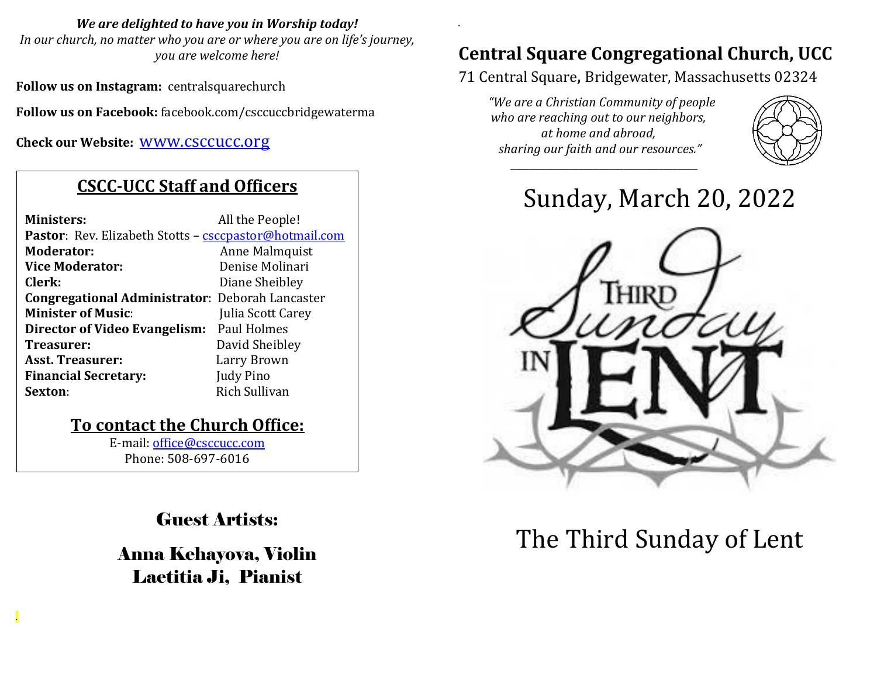***We are delighted to have you in Worship today!***

*In our church, no matter who you are or where you are on life's journey, you are welcome here!*

**Follow us on Instagram:** centralsquarechurch

**Follow us on Facebook:** facebook.com/csccuccbridgewaterma

**Check our Website:** www.csccucc.org

## CSCC-UCC Staff and Officers

| | |
|---|---|
| **Ministers:** | All the People! |
| **Pastor**: Rev. Elizabeth Stotts – csccpastor@hotmail.com | |
| **Moderator:** | Anne Malmquist |
| **Vice Moderator:** | Denise Molinari |
| **Clerk:** | Diane Sheibley |
| **Congregational Administrator**: | Deborah Lancaster |
| **Minister of Music**: | Julia Scott Carey |
| **Director of Video Evangelism:** | Paul Holmes |
| **Treasurer:** | David Sheibley |
| **Asst. Treasurer:** | Larry Brown |
| **Financial Secretary:** | Judy Pino |
| **Sexton**: | Rich Sullivan |

### To contact the Church Office:

E-mail: office@csccucc.com
Phone: 508-697-6016

## Guest Artists:

### Anna Kehayova, Violin
### Laetitia Ji, Pianist

# Central Square Congregational Church, UCC

71 Central Square, Bridgewater, Massachusetts 02324

*"We are a Christian Community of people who are reaching out to our neighbors, at home and abroad, sharing our faith and our resources."*

## Sunday, March 20, 2022

Third Sunday in Lent

## The Third Sunday of Lent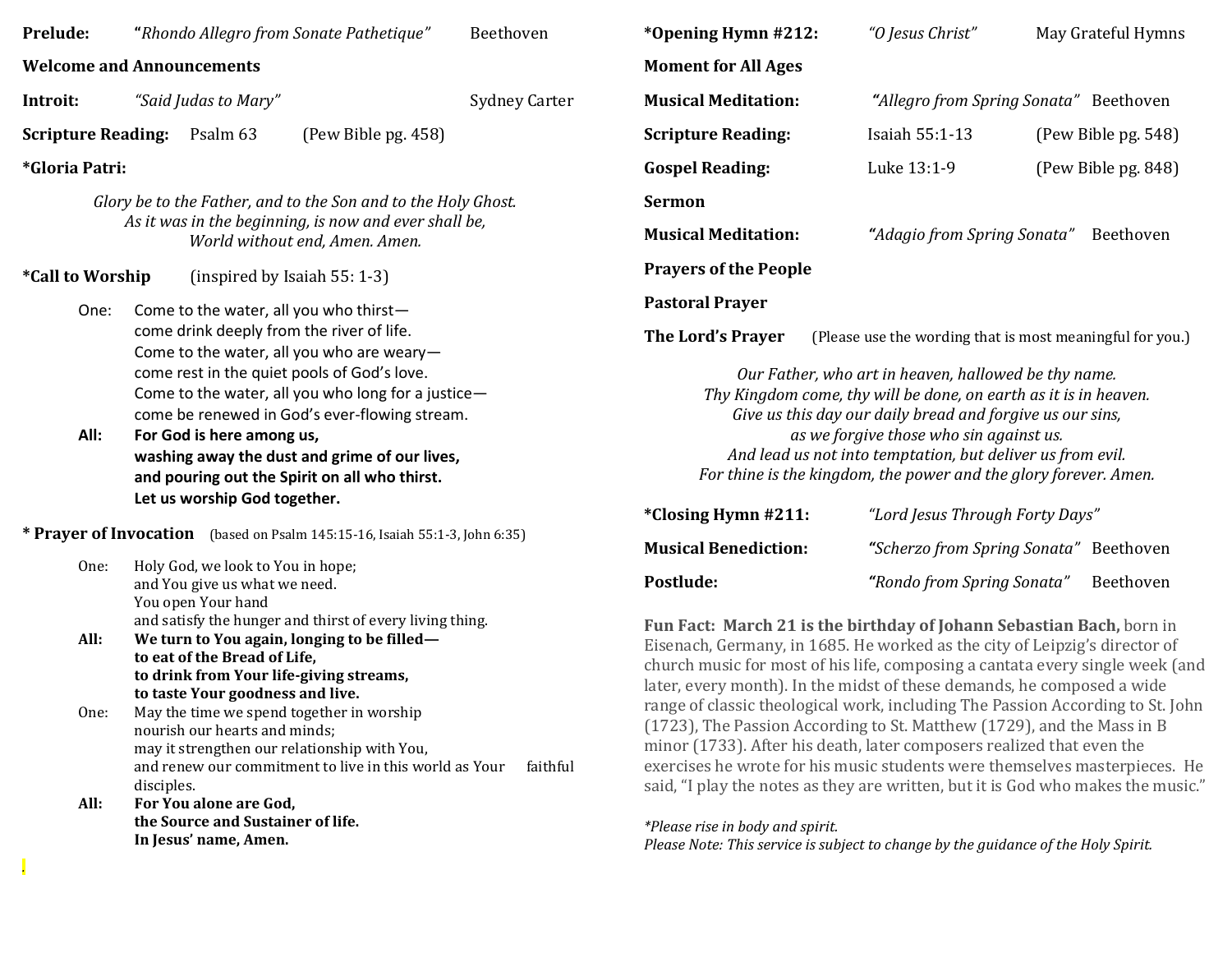**Prelude:** **"***Rhondo Allegro from Sonate Pathetique"* Beethoven

**Welcome and Announcements**

**Introit:** *"Said Judas to Mary"* Sydney Carter

**Scripture Reading:** Psalm 63 (Pew Bible pg. 458)

**\*Gloria Patri:**

*Glory be to the Father, and to the Son and to the Holy Ghost.*
*As it was in the beginning, is now and ever shall be,*
*World without end, Amen. Amen.*

**\*Call to Worship** (inspired by Isaiah 55: 1-3)

One: Come to the water, all you who thirst—
come drink deeply from the river of life.
Come to the water, all you who are weary—
come rest in the quiet pools of God's love.
Come to the water, all you who long for a justice—
come be renewed in God's ever-flowing stream.

**All: For God is here among us,**
**washing away the dust and grime of our lives,**
**and pouring out the Spirit on all who thirst.**
**Let us worship God together.**

**\* Prayer of Invocation** (based on Psalm 145:15-16, Isaiah 55:1-3, John 6:35)

One: Holy God, we look to You in hope;
and You give us what we need.
You open Your hand
and satisfy the hunger and thirst of every living thing.

**All: We turn to You again, longing to be filled—**
**to eat of the Bread of Life,**
**to drink from Your life-giving streams,**
**to taste Your goodness and live.**

One: May the time we spend together in worship
nourish our hearts and minds;
may it strengthen our relationship with You,
and renew our commitment to live in this world as Your faithful disciples.

**All: For You alone are God,**
**the Source and Sustainer of life.**
**In Jesus' name, Amen.**

.

**\*Opening Hymn #212:** *"O Jesus Christ"* May Grateful Hymns

**Moment for All Ages**

**Musical Meditation:** **"***Allegro from Spring Sonata"* Beethoven

**Scripture Reading:** Isaiah 55:1-13 (Pew Bible pg. 548)

**Gospel Reading:** Luke 13:1-9 (Pew Bible pg. 848)

**Sermon**

**Musical Meditation:** **"***Adagio from Spring Sonata"* Beethoven

**Prayers of the People**

**Pastoral Prayer**

**The Lord's Prayer** (Please use the wording that is most meaningful for you.)

*Our Father, who art in heaven, hallowed be thy name.*
*Thy Kingdom come, thy will be done, on earth as it is in heaven.*
*Give us this day our daily bread and forgive us our sins,*
*as we forgive those who sin against us.*
*And lead us not into temptation, but deliver us from evil.*
*For thine is the kingdom, the power and the glory forever. Amen.*

**\*Closing Hymn #211:** *"Lord Jesus Through Forty Days"*

**Musical Benediction:** **"***Scherzo from Spring Sonata"* Beethoven

**Postlude:** **"***Rondo from Spring Sonata"* Beethoven

**Fun Fact: March 21 is the birthday of Johann Sebastian Bach,** born in Eisenach, Germany, in 1685. He worked as the city of Leipzig's director of church music for most of his life, composing a cantata every single week (and later, every month). In the midst of these demands, he composed a wide range of classic theological work, including The Passion According to St. John (1723), The Passion According to St. Matthew (1729), and the Mass in B minor (1733). After his death, later composers realized that even the exercises he wrote for his music students were themselves masterpieces. He said, "I play the notes as they are written, but it is God who makes the music."

*\*Please rise in body and spirit.*
*Please Note: This service is subject to change by the guidance of the Holy Spirit.*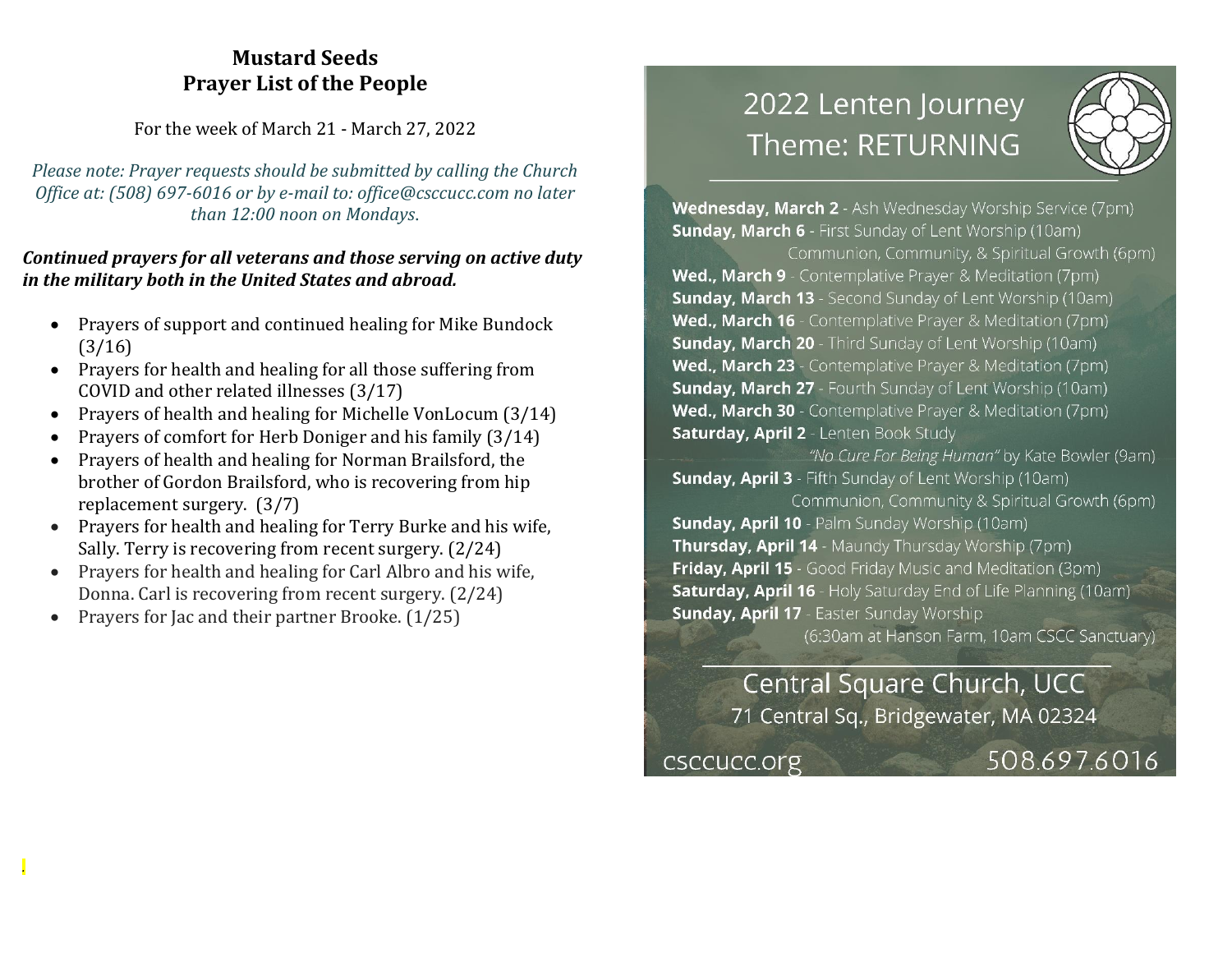# Mustard Seeds
# Prayer List of the People

For the week of March 21 - March 27, 2022

*Please note: Prayer requests should be submitted by calling the Church Office at: (508) 697-6016 or by e-mail to: office@csccucc.com no later than 12:00 noon on Mondays.*

***Continued prayers for all veterans and those serving on active duty in the military both in the United States and abroad.***

- Prayers of support and continued healing for Mike Bundock (3/16)
- Prayers for health and healing for all those suffering from COVID and other related illnesses (3/17)
- Prayers of health and healing for Michelle VonLocum (3/14)
- Prayers of comfort for Herb Doniger and his family (3/14)
- Prayers of health and healing for Norman Brailsford, the brother of Gordon Brailsford, who is recovering from hip replacement surgery. (3/7)
- Prayers for health and healing for Terry Burke and his wife, Sally. Terry is recovering from recent surgery. (2/24)
- Prayers for health and healing for Carl Albro and his wife, Donna. Carl is recovering from recent surgery. (2/24)
- Prayers for Jac and their partner Brooke. (1/25)

## 2022 Lenten Journey
## Theme: RETURNING

**Wednesday, March 2** - Ash Wednesday Worship Service (7pm)
**Sunday, March 6** - First Sunday of Lent Worship (10am)
Communion, Community, & Spiritual Growth (6pm)
**Wed., March 9** - Contemplative Prayer & Meditation (7pm)
**Sunday, March 13** - Second Sunday of Lent Worship (10am)
**Wed., March 16** - Contemplative Prayer & Meditation (7pm)
**Sunday, March 20** - Third Sunday of Lent Worship (10am)
**Wed., March 23** - Contemplative Prayer & Meditation (7pm)
**Sunday, March 27** - Fourth Sunday of Lent Worship (10am)
**Wed., March 30** - Contemplative Prayer & Meditation (7pm)
**Saturday, April 2** - Lenten Book Study
*"No Cure For Being Human"* by Kate Bowler (9am)
**Sunday, April 3** - Fifth Sunday of Lent Worship (10am)
Communion, Community & Spiritual Growth (6pm)
**Sunday, April 10** - Palm Sunday Worship (10am)
**Thursday, April 14** - Maundy Thursday Worship (7pm)
**Friday, April 15** - Good Friday Music and Meditation (3pm)
**Saturday, April 16** - Holy Saturday End of Life Planning (10am)
**Sunday, April 17** - Easter Sunday Worship
(6:30am at Hanson Farm, 10am CSCC Sanctuary)

Central Square Church, UCC
71 Central Sq., Bridgewater, MA 02324

csccucc.org 508.697.6016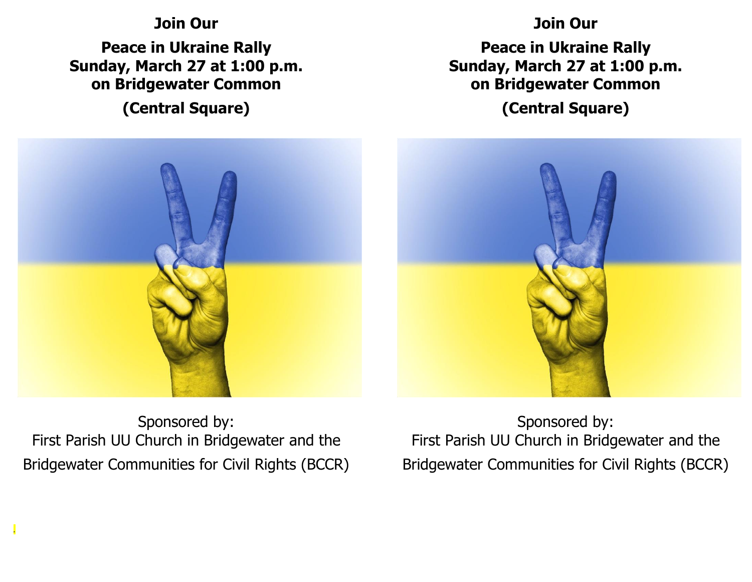**Join Our**

**Peace in Ukraine Rally**
**Sunday, March 27 at 1:00 p.m.**
**on Bridgewater Common**

**(Central Square)**

Sponsored by:
First Parish UU Church in Bridgewater and the
Bridgewater Communities for Civil Rights (BCCR)

**Join Our**

**Peace in Ukraine Rally**
**Sunday, March 27 at 1:00 p.m.**
**on Bridgewater Common**

**(Central Square)**

Sponsored by:
First Parish UU Church in Bridgewater and the
Bridgewater Communities for Civil Rights (BCCR)